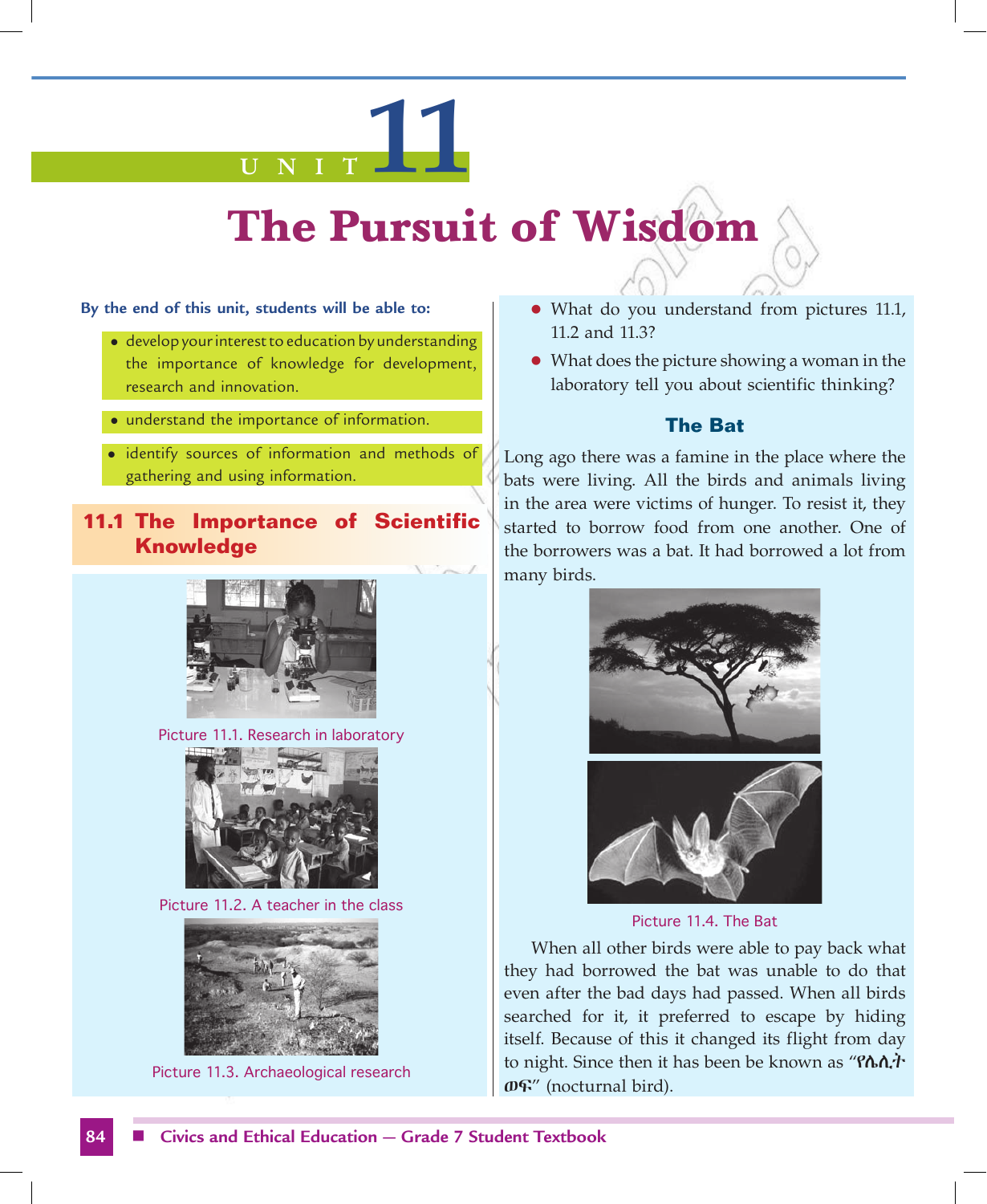# UNIT 11

# The Pursuit of Wisdom

**By the end of this unit, students will be able to:**

- develop your interest to education by understanding the importance of knowledge for development, research and innovation.
- understand the importance of information.
- identify sources of information and methods of gathering and using information.

## 11.1 The Importance of Scientific Knowledge

Picture 11.1. Research in laboratory

Picture 11.2. A teacher in the class

Picture 11.3. Archaeological research

- What do you understand from pictures 11.1, 11.2 and 11.3?
- What does the picture showing a woman in the laboratory tell you about scientific thinking?

### The Bat

Long ago there was a famine in the place where the bats were living. All the birds and animals living in the area were victims of hunger. To resist it, they started to borrow food from one another. One of the borrowers was a bat. It had borrowed a lot from many birds.

Picture 11.4. The Bat

When all other birds were able to pay back what they had borrowed the bat was unable to do that even after the bad days had passed. When all birds searched for it, it preferred to escape by hiding itself. Because of this it changed its flight from day to night. Since then it has been be known as "የሌሊት ወፍ" (nocturnal bird).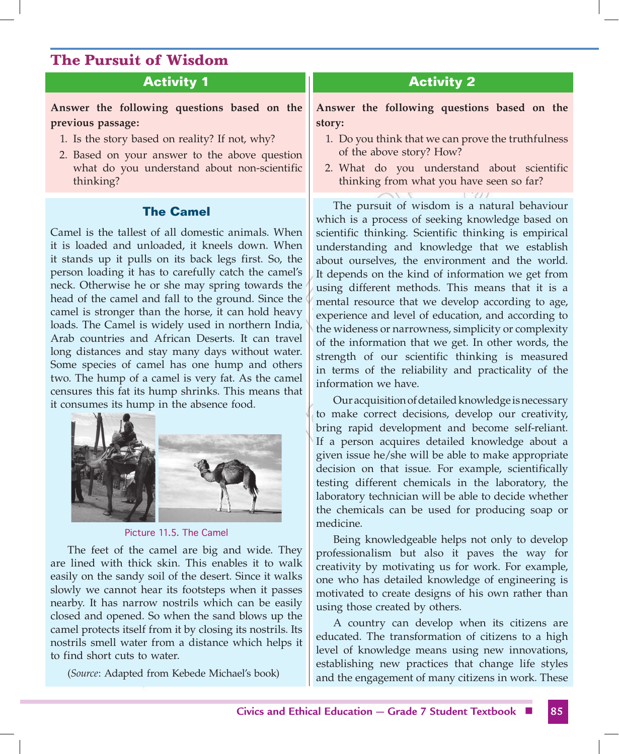## The Pursuit of Wisdom

### Activity 1

**Answer the following questions based on the previous passage:**

1. Is the story based on reality? If not, why?
2. Based on your answer to the above question what do you understand about non-scientific thinking?

### The Camel

Camel is the tallest of all domestic animals. When it is loaded and unloaded, it kneels down. When it stands up it pulls on its back legs first. So, the person loading it has to carefully catch the camel's neck. Otherwise he or she may spring towards the head of the camel and fall to the ground. Since the camel is stronger than the horse, it can hold heavy loads. The Camel is widely used in northern India, Arab countries and African Deserts. It can travel long distances and stay many days without water. Some species of camel has one hump and others two. The hump of a camel is very fat. As the camel censures this fat its hump shrinks. This means that it consumes its hump in the absence food.

Picture 11.5. The Camel

The feet of the camel are big and wide. They are lined with thick skin. This enables it to walk easily on the sandy soil of the desert. Since it walks slowly we cannot hear its footsteps when it passes nearby. It has narrow nostrils which can be easily closed and opened. So when the sand blows up the camel protects itself from it by closing its nostrils. Its nostrils smell water from a distance which helps it to find short cuts to water.

(*Source*: Adapted from Kebede Michael's book)

### Activity 2

**Answer the following questions based on the story:**

1. Do you think that we can prove the truthfulness of the above story? How?
2. What do you understand about scientific thinking from what you have seen so far?

The pursuit of wisdom is a natural behaviour which is a process of seeking knowledge based on scientific thinking. Scientific thinking is empirical understanding and knowledge that we establish about ourselves, the environment and the world. It depends on the kind of information we get from using different methods. This means that it is a mental resource that we develop according to age, experience and level of education, and according to the wideness or narrowness, simplicity or complexity of the information that we get. In other words, the strength of our scientific thinking is measured in terms of the reliability and practicality of the information we have.

Our acquisition of detailed knowledge is necessary to make correct decisions, develop our creativity, bring rapid development and become self-reliant. If a person acquires detailed knowledge about a given issue he/she will be able to make appropriate decision on that issue. For example, scientifically testing different chemicals in the laboratory, the laboratory technician will be able to decide whether the chemicals can be used for producing soap or medicine.

Being knowledgeable helps not only to develop professionalism but also it paves the way for creativity by motivating us for work. For example, one who has detailed knowledge of engineering is motivated to create designs of his own rather than using those created by others.

A country can develop when its citizens are educated. The transformation of citizens to a high level of knowledge means using new innovations, establishing new practices that change life styles and the engagement of many citizens in work. These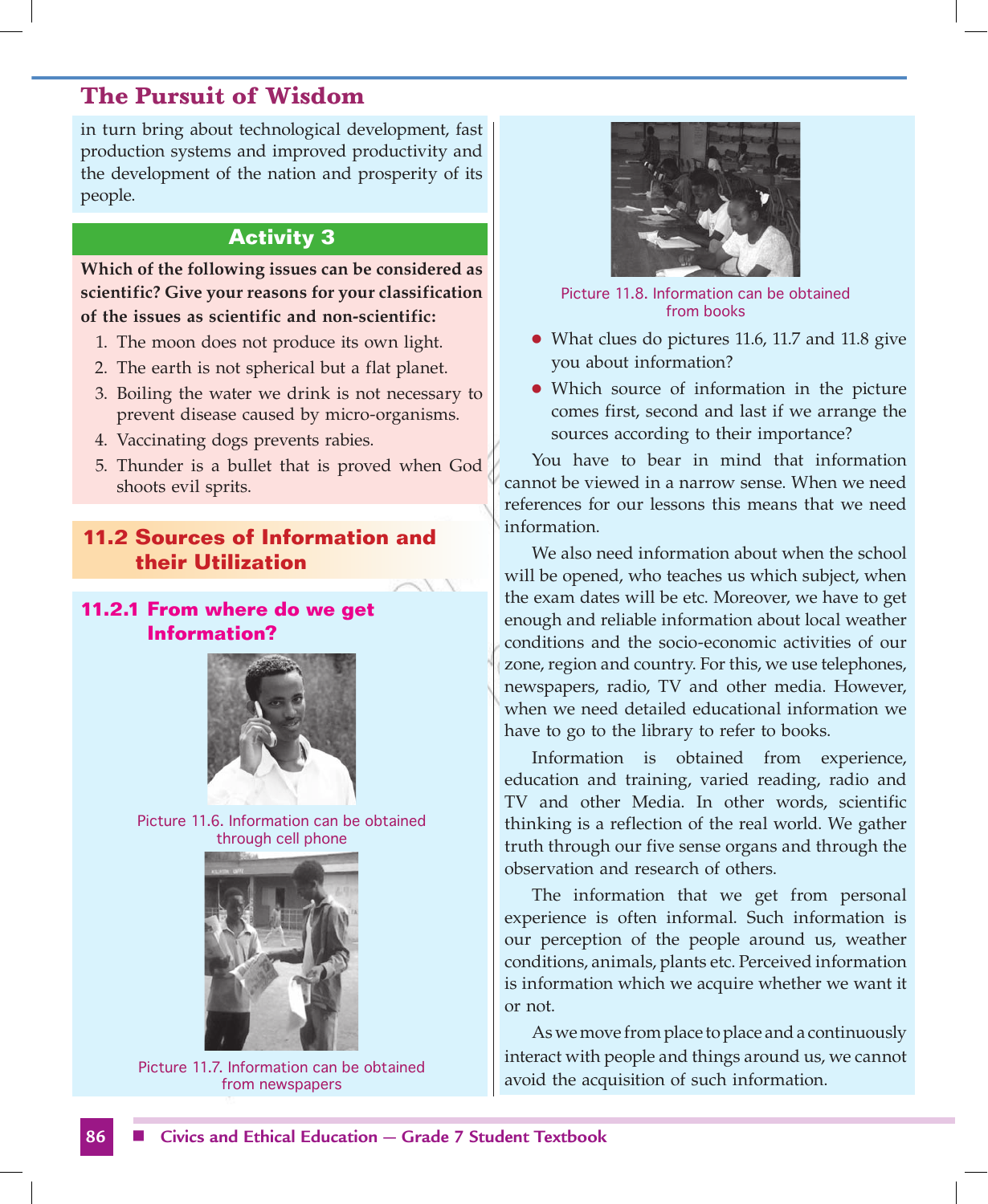in turn bring about technological development, fast production systems and improved productivity and the development of the nation and prosperity of its people.

**Activity 3**

**Which of the following issues can be considered as scientific? Give your reasons for your classification of the issues as scientific and non-scientific:**

1. The moon does not produce its own light.
2. The earth is not spherical but a flat planet.
3. Boiling the water we drink is not necessary to prevent disease caused by micro-organisms.
4. Vaccinating dogs prevents rabies.
5. Thunder is a bullet that is proved when God shoots evil sprits.

## 11.2 Sources of Information and their Utilization

### 11.2.1 From where do we get Information?

Picture 11.6. Information can be obtained through cell phone

Picture 11.7. Information can be obtained from newspapers

Picture 11.8. Information can be obtained from books

- What clues do pictures 11.6, 11.7 and 11.8 give you about information?
- Which source of information in the picture comes first, second and last if we arrange the sources according to their importance?

You have to bear in mind that information cannot be viewed in a narrow sense. When we need references for our lessons this means that we need information.

We also need information about when the school will be opened, who teaches us which subject, when the exam dates will be etc. Moreover, we have to get enough and reliable information about local weather conditions and the socio-economic activities of our zone, region and country. For this, we use telephones, newspapers, radio, TV and other media. However, when we need detailed educational information we have to go to the library to refer to books.

Information is obtained from experience, education and training, varied reading, radio and TV and other Media. In other words, scientific thinking is a reflection of the real world. We gather truth through our five sense organs and through the observation and research of others.

The information that we get from personal experience is often informal. Such information is our perception of the people around us, weather conditions, animals, plants etc. Perceived information is information which we acquire whether we want it or not.

As we move from place to place and a continuously interact with people and things around us, we cannot avoid the acquisition of such information.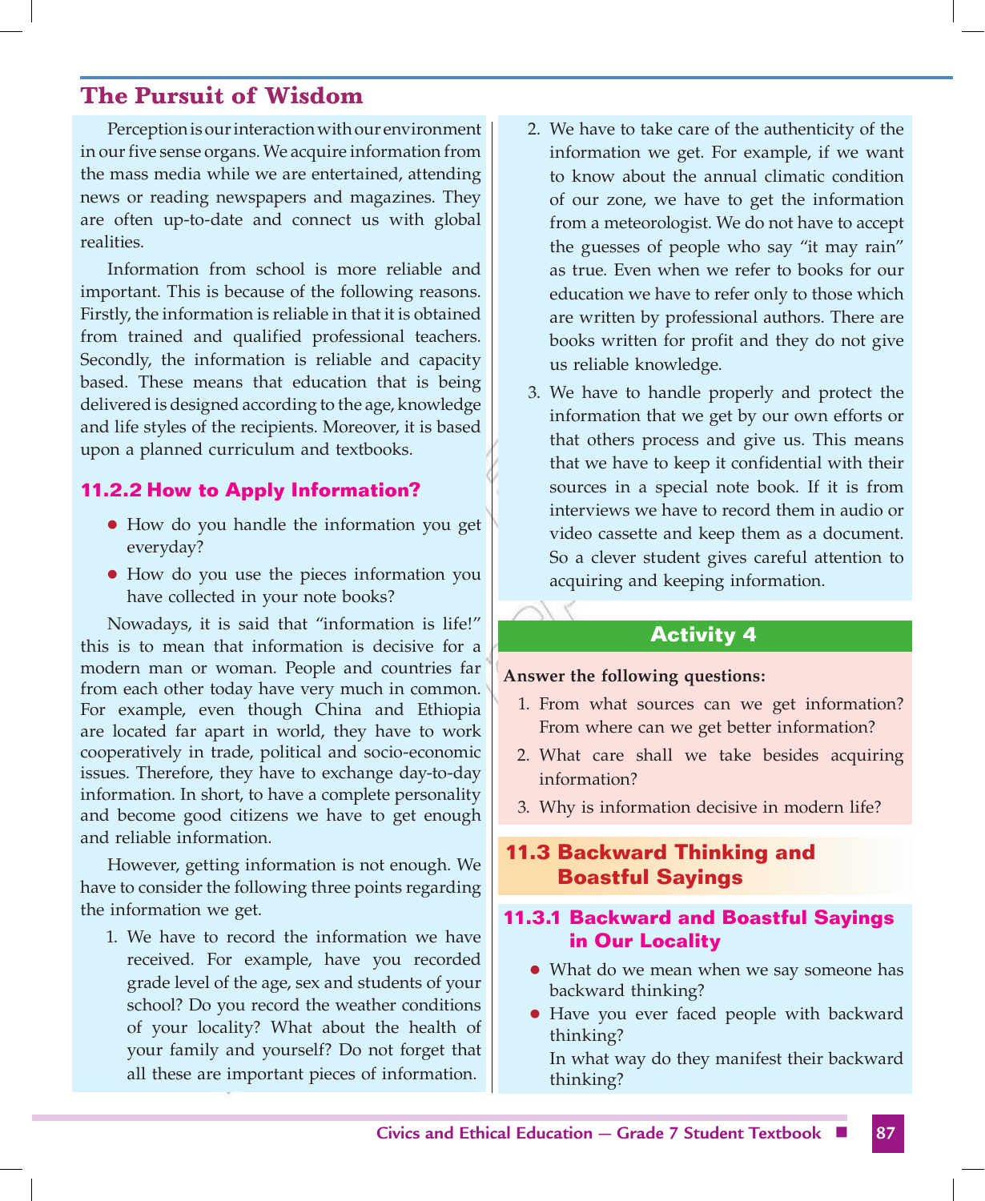Perception is our interaction with our environment in our five sense organs. We acquire information from the mass media while we are entertained, attending news or reading newspapers and magazines. They are often up-to-date and connect us with global realities.

Information from school is more reliable and important. This is because of the following reasons. Firstly, the information is reliable in that it is obtained from trained and qualified professional teachers. Secondly, the information is reliable and capacity based. These means that education that is being delivered is designed according to the age, knowledge and life styles of the recipients. Moreover, it is based upon a planned curriculum and textbooks.

### 11.2.2 How to Apply Information?

- How do you handle the information you get everyday?
- How do you use the pieces information you have collected in your note books?

Nowadays, it is said that "information is life!" this is to mean that information is decisive for a modern man or woman. People and countries far from each other today have very much in common. For example, even though China and Ethiopia are located far apart in world, they have to work cooperatively in trade, political and socio-economic issues. Therefore, they have to exchange day-to-day information. In short, to have a complete personality and become good citizens we have to get enough and reliable information.

However, getting information is not enough. We have to consider the following three points regarding the information we get.

1. We have to record the information we have received. For example, have you recorded grade level of the age, sex and students of your school? Do you record the weather conditions of your locality? What about the health of your family and yourself? Do not forget that all these are important pieces of information.
2. We have to take care of the authenticity of the information we get. For example, if we want to know about the annual climatic condition of our zone, we have to get the information from a meteorologist. We do not have to accept the guesses of people who say "it may rain" as true. Even when we refer to books for our education we have to refer only to those which are written by professional authors. There are books written for profit and they do not give us reliable knowledge.
3. We have to handle properly and protect the information that we get by our own efforts or that others process and give us. This means that we have to keep it confidential with their sources in a special note book. If it is from interviews we have to record them in audio or video cassette and keep them as a document. So a clever student gives careful attention to acquiring and keeping information.

**Activity 4**

**Answer the following questions:**

1. From what sources can we get information? From where can we get better information?
2. What care shall we take besides acquiring information?
3. Why is information decisive in modern life?

## 11.3 Backward Thinking and Boastful Sayings

### 11.3.1 Backward and Boastful Sayings in Our Locality

- What do we mean when we say someone has backward thinking?
- Have you ever faced people with backward thinking?
  
  In what way do they manifest their backward thinking?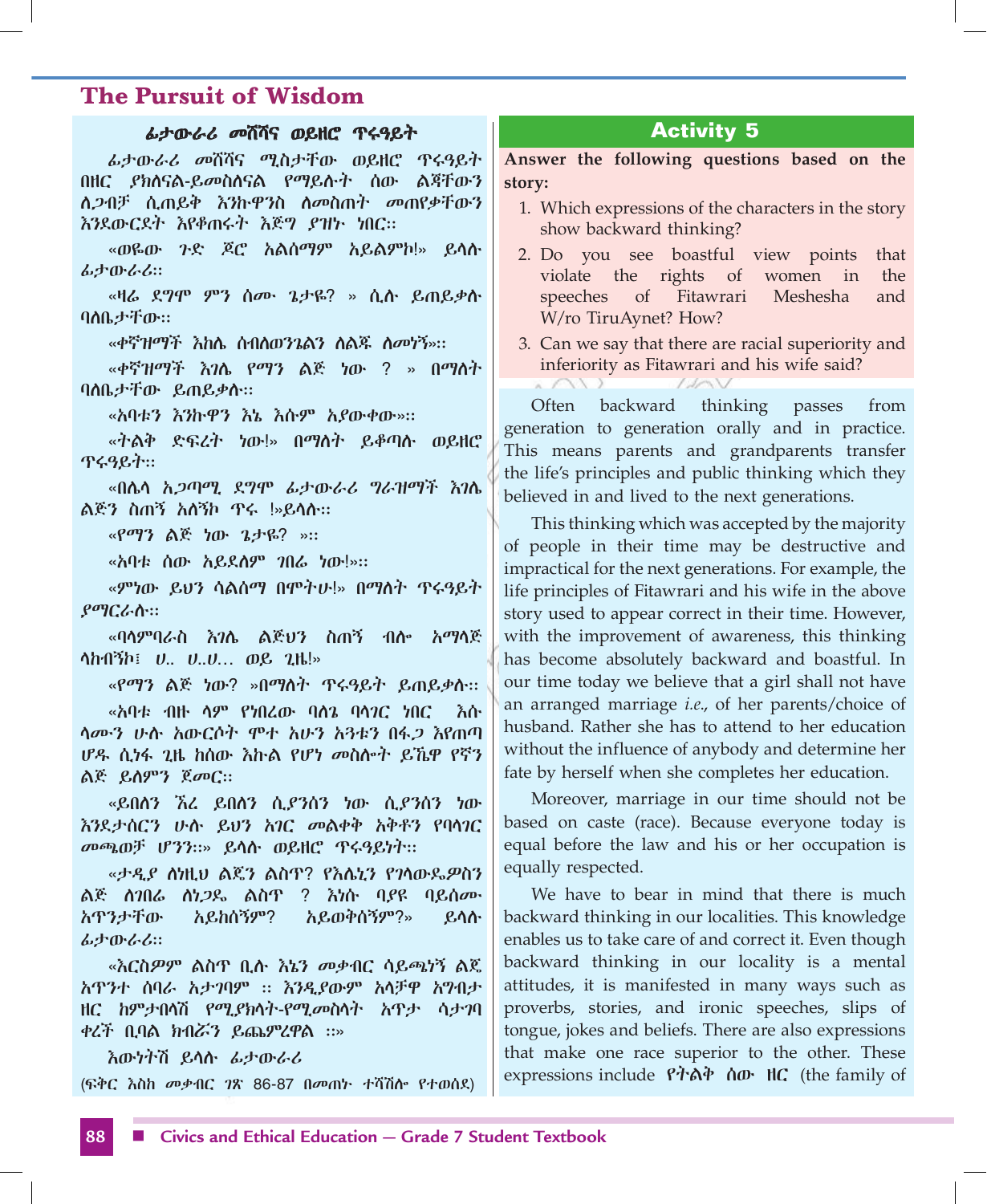## The Pursuit of Wisdom

### ፊታውራሪ መሸሻና ወይዘሮ ጥሩዓይት

ፊታውራሪ መሸሻና ሚስታቸው ወይዘሮ ጥሩዓይት በዘር ያክሰናል-ይመስለናል የሚይሉት ሰው ልጃቸውን ለጋብቻ ሲጠይቅ እንኩዋንስ ለመስጠት መጠየቃቸውን እንደውርደት እየቆጠሩት እጅግ ያዝኑ ነበር።

«ወዬው ጉድ ጆሮ አልሰማም አይልምኮ!» ይላሉ ፊታውራሪ።

«ዛሬ ደግሞ ምን ሰሙ ጌታዬ? » ሲሉ ይጠይቃሉ ባለቤታቸው።

«ቀኛዝማች እከሌ ሰብለወንጌልን ለልጁ ለመነኝ»።

«ቀኛዝማች እገሌ የማን ልጅ ነው ? » በማለት ባለቤታቸው ይጠይቃሉ።

«አባቱን እንኩዋን እኔ እሱም አያውቀው»።

«ትልቅ ድፍረት ነው!» በማለት ይቆጣሉ ወይዘሮ ጥሩዓይት።

«በሌላ አጋጣሚ ደግሞ ፊታውራሪ ግራዝማች እገሌ ልጅን ስጠኝ አለኝኮ ጥሩ !»ይላሉ።

«የማን ልጅ ነው ጌታዬ? »።

«አባቱ ሰው አይደለም ገበሬ ነው!»።

«ምነው ይህን ሳልሰማ በሞትሁ!» በማለት ጥሩዓይት ያማርራሉ።

«ባላምባራስ እገሌ ልጅህን ስጠኝ ብሎ አማላጅ ላከብኝ፤ ሀ.. ሀ..ሀ... ወይ ጊዜ!»

«የማን ልጅ ነው? »በማለት ጥሩዓይት ይጠይቃሉ።

«አባቱ ብዙ ላም የነበረው ባለ ባላገር ነበር እሱ ላሙን ሁሉ አውርሶት ሞተ አሁን አንቱን በፋጋ እየጠጣ ሆዱ ሲነፋ ጊዜ ከሰው እኩል የሆነ መስሎት ይኼዋ የኛን ልጅ ይለምን ጀመር።

«ይበለን ኧረ ይበለን ሲያንሰን ነው ሲያንሰን ነው እንዲታሰርን ሁሉ ይህን አገር መልቀቅ አቅቶን የባላገር መጫወቻ ሆንን።» ይላሉ ወይዘሮ ጥሩዓይነት።

«ታዲያ ለነዚህ ልጄን ልስጥ? የእሌኒን የገላውዴዎስን ልጅ ለገበሬ ለነጋዴ ልስጥ ? እነሱ ባያዩ ባይሰሙ አጥንታቸው አይከሰኝም? አይወቅሰኝም?» ይላሉ ፊታውራሪ።

«እርስዎም ልስጥ ቢሉ እኔን መቃብር ሳይጫነኝ ልጄ አጥንተ ሰባራ አታገባም ። እንዲያውም አላቻዋ አግብታ ዘር ከምታበላሽ የሚያክላት-የሚመስላት አጥታ ሳታገባ ቀረች ቢባል ክብሯን ይጨምረዋል ።»

እውነትሽ ይላሉ ፊታውራሪ

(ፍቅር እስከ መቃብር ገጽ 86-87 በመጠኑ ተሻሽሎ የተወሰደ)

### Activity 5

**Answer the following questions based on the story:**

1. Which expressions of the characters in the story show backward thinking?
2. Do you see boastful view points that violate the rights of women in the speeches of Fitawrari Meshesha and W/ro TiruAynet? How?
3. Can we say that there are racial superiority and inferiority as Fitawrari and his wife said?

Often backward thinking passes from generation to generation orally and in practice. This means parents and grandparents transfer the life's principles and public thinking which they believed in and lived to the next generations.

This thinking which was accepted by the majority of people in their time may be destructive and impractical for the next generations. For example, the life principles of Fitawrari and his wife in the above story used to appear correct in their time. However, with the improvement of awareness, this thinking has become absolutely backward and boastful. In our time today we believe that a girl shall not have an arranged marriage *i.e.*, of her parents/choice of husband. Rather she has to attend to her education without the influence of anybody and determine her fate by herself when she completes her education.

Moreover, marriage in our time should not be based on caste (race). Because everyone today is equal before the law and his or her occupation is equally respected.

We have to bear in mind that there is much backward thinking in our localities. This knowledge enables us to take care of and correct it. Even though backward thinking in our locality is a mental attitudes, it is manifested in many ways such as proverbs, stories, and ironic speeches, slips of tongue, jokes and beliefs. There are also expressions that make one race superior to the other. These expressions include **የትልቅ ሰው ዘር** (the family of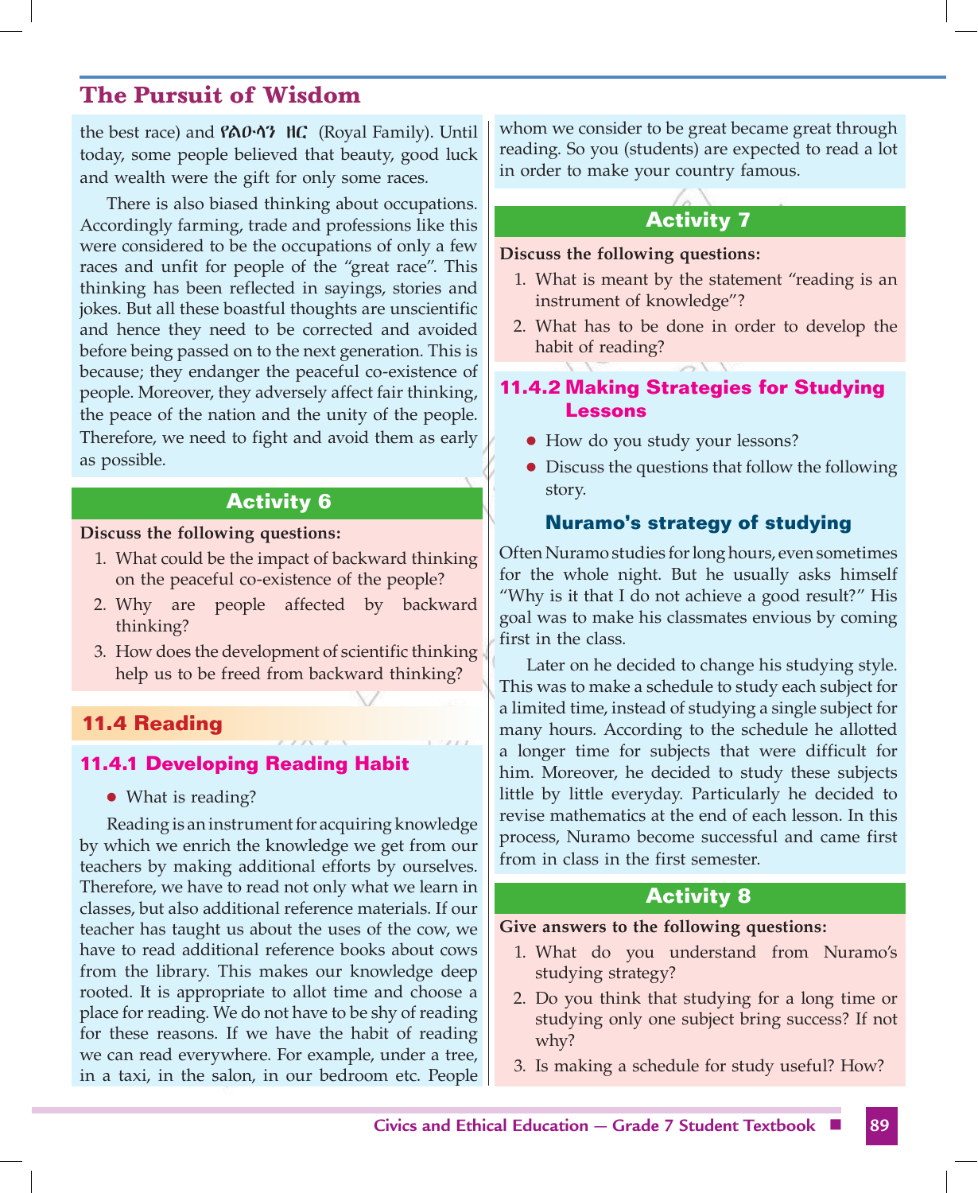the best race) and የልዑላን ዘር (Royal Family). Until today, some people believed that beauty, good luck and wealth were the gift for only some races.

There is also biased thinking about occupations. Accordingly farming, trade and professions like this were considered to be the occupations of only a few races and unfit for people of the "great race". This thinking has been reflected in sayings, stories and jokes. But all these boastful thoughts are unscientific and hence they need to be corrected and avoided before being passed on to the next generation. This is because; they endanger the peaceful co-existence of people. Moreover, they adversely affect fair thinking, the peace of the nation and the unity of the people. Therefore, we need to fight and avoid them as early as possible.

### Activity 6

**Discuss the following questions:**

1. What could be the impact of backward thinking on the peaceful co-existence of the people?
2. Why are people affected by backward thinking?
3. How does the development of scientific thinking help us to be freed from backward thinking?

## 11.4 Reading

### 11.4.1 Developing Reading Habit

- What is reading?

Reading is an instrument for acquiring knowledge by which we enrich the knowledge we get from our teachers by making additional efforts by ourselves. Therefore, we have to read not only what we learn in classes, but also additional reference materials. If our teacher has taught us about the uses of the cow, we have to read additional reference books about cows from the library. This makes our knowledge deep rooted. It is appropriate to allot time and choose a place for reading. We do not have to be shy of reading for these reasons. If we have the habit of reading we can read everywhere. For example, under a tree, in a taxi, in the salon, in our bedroom etc. People whom we consider to be great became great through reading. So you (students) are expected to read a lot in order to make your country famous.

### Activity 7

**Discuss the following questions:**

1. What is meant by the statement "reading is an instrument of knowledge"?
2. What has to be done in order to develop the habit of reading?

### 11.4.2 Making Strategies for Studying Lessons

- How do you study your lessons?
- Discuss the questions that follow the following story.

#### Nuramo's strategy of studying

Often Nuramo studies for long hours, even sometimes for the whole night. But he usually asks himself "Why is it that I do not achieve a good result?" His goal was to make his classmates envious by coming first in the class.

Later on he decided to change his studying style. This was to make a schedule to study each subject for a limited time, instead of studying a single subject for many hours. According to the schedule he allotted a longer time for subjects that were difficult for him. Moreover, he decided to study these subjects little by little everyday. Particularly he decided to revise mathematics at the end of each lesson. In this process, Nuramo become successful and came first from in class in the first semester.

### Activity 8

**Give answers to the following questions:**

1. What do you understand from Nuramo's studying strategy?
2. Do you think that studying for a long time or studying only one subject bring success? If not why?
3. Is making a schedule for study useful? How?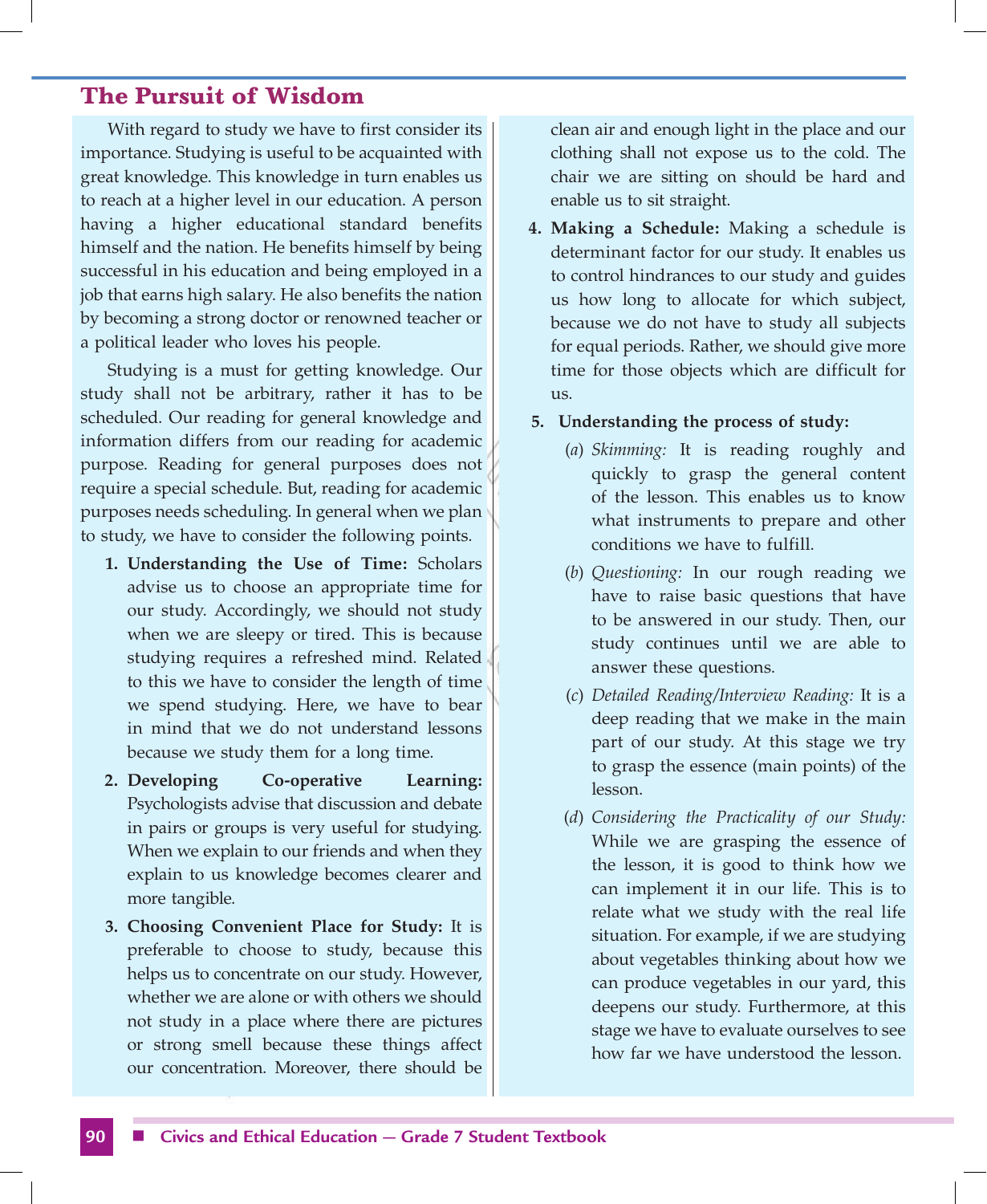## The Pursuit of Wisdom

With regard to study we have to first consider its importance. Studying is useful to be acquainted with great knowledge. This knowledge in turn enables us to reach at a higher level in our education. A person having a higher educational standard benefits himself and the nation. He benefits himself by being successful in his education and being employed in a job that earns high salary. He also benefits the nation by becoming a strong doctor or renowned teacher or a political leader who loves his people.

Studying is a must for getting knowledge. Our study shall not be arbitrary, rather it has to be scheduled. Our reading for general knowledge and information differs from our reading for academic purpose. Reading for general purposes does not require a special schedule. But, reading for academic purposes needs scheduling. In general when we plan to study, we have to consider the following points.

1. **Understanding the Use of Time:** Scholars advise us to choose an appropriate time for our study. Accordingly, we should not study when we are sleepy or tired. This is because studying requires a refreshed mind. Related to this we have to consider the length of time we spend studying. Here, we have to bear in mind that we do not understand lessons because we study them for a long time.
2. **Developing Co-operative Learning:** Psychologists advise that discussion and debate in pairs or groups is very useful for studying. When we explain to our friends and when they explain to us knowledge becomes clearer and more tangible.
3. **Choosing Convenient Place for Study:** It is preferable to choose to study, because this helps us to concentrate on our study. However, whether we are alone or with others we should not study in a place where there are pictures or strong smell because these things affect our concentration. Moreover, there should be clean air and enough light in the place and our clothing shall not expose us to the cold. The chair we are sitting on should be hard and enable us to sit straight.
4. **Making a Schedule:** Making a schedule is determinant factor for our study. It enables us to control hindrances to our study and guides us how long to allocate for which subject, because we do not have to study all subjects for equal periods. Rather, we should give more time for those objects which are difficult for us.
5. **Understanding the process of study:**
   - (*a*) *Skimming:* It is reading roughly and quickly to grasp the general content of the lesson. This enables us to know what instruments to prepare and other conditions we have to fulfill.
   - (*b*) *Questioning:* In our rough reading we have to raise basic questions that have to be answered in our study. Then, our study continues until we are able to answer these questions.
   - (*c*) *Detailed Reading/Interview Reading:* It is a deep reading that we make in the main part of our study. At this stage we try to grasp the essence (main points) of the lesson.
   - (*d*) *Considering the Practicality of our Study:* While we are grasping the essence of the lesson, it is good to think how we can implement it in our life. This is to relate what we study with the real life situation. For example, if we are studying about vegetables thinking about how we can produce vegetables in our yard, this deepens our study. Furthermore, at this stage we have to evaluate ourselves to see how far we have understood the lesson.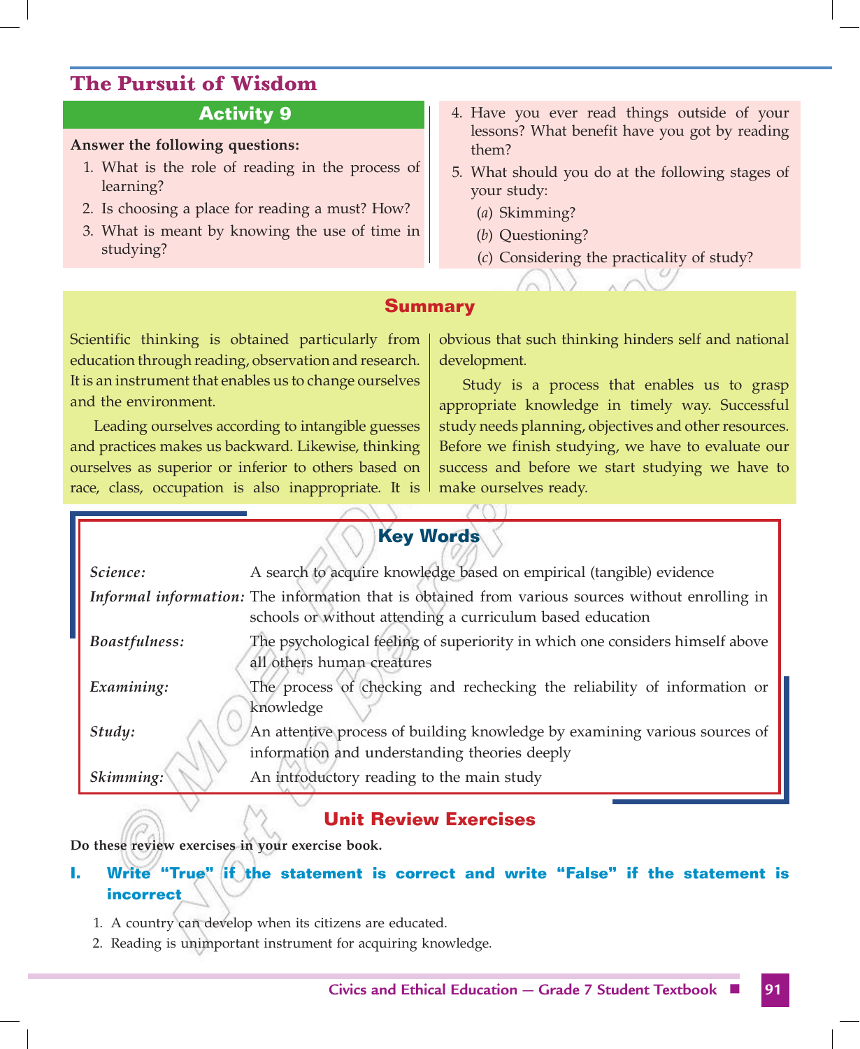## The Pursuit of Wisdom

### Activity 9

**Answer the following questions:**

1. What is the role of reading in the process of learning?
2. Is choosing a place for reading a must? How?
3. What is meant by knowing the use of time in studying?
4. Have you ever read things outside of your lessons? What benefit have you got by reading them?
5. What should you do at the following stages of your study:
   (*a*) Skimming?
   (*b*) Questioning?
   (*c*) Considering the practicality of study?

### Summary

Scientific thinking is obtained particularly from education through reading, observation and research. It is an instrument that enables us to change ourselves and the environment.

Leading ourselves according to intangible guesses and practices makes us backward. Likewise, thinking ourselves as superior or inferior to others based on race, class, occupation is also inappropriate. It is obvious that such thinking hinders self and national development.

Study is a process that enables us to grasp appropriate knowledge in timely way. Successful study needs planning, objectives and other resources. Before we finish studying, we have to evaluate our success and before we start studying we have to make ourselves ready.

### Key Words

***Science:*** A search to acquire knowledge based on empirical (tangible) evidence

***Informal information:*** The information that is obtained from various sources without enrolling in schools or without attending a curriculum based education

***Boastfulness:*** The psychological feeling of superiority in which one considers himself above all others human creatures

***Examining:*** The process of checking and rechecking the reliability of information or knowledge

***Study:*** An attentive process of building knowledge by examining various sources of information and understanding theories deeply

***Skimming:*** An introductory reading to the main study

## Unit Review Exercises

**Do these review exercises in your exercise book.**

### I. Write "True" if the statement is correct and write "False" if the statement is incorrect

1. A country can develop when its citizens are educated.
2. Reading is unimportant instrument for acquiring knowledge.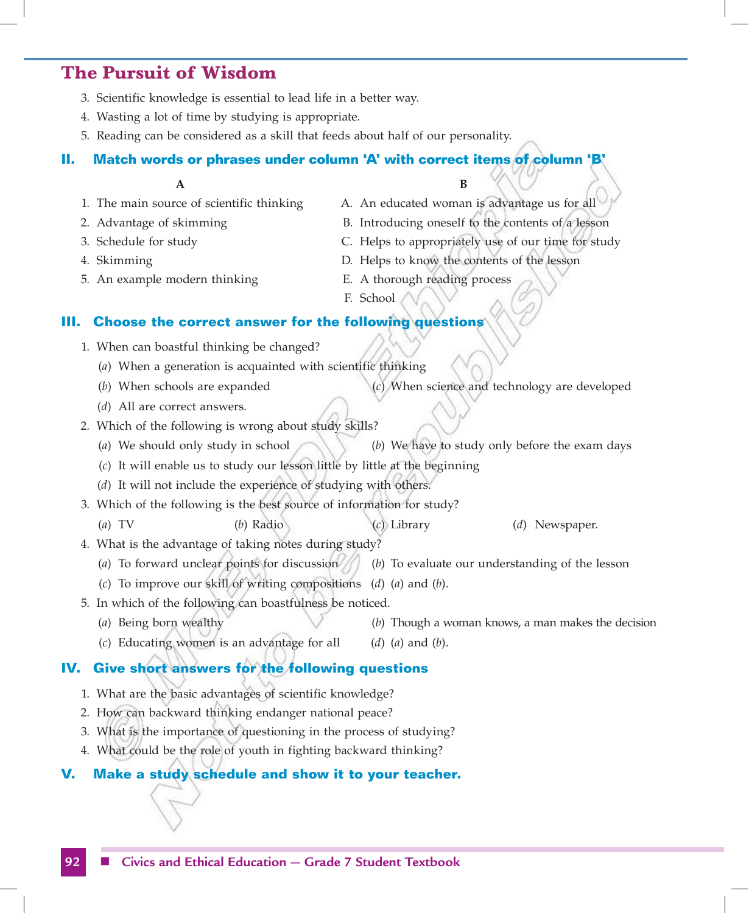3. Scientific knowledge is essential to lead life in a better way.
4. Wasting a lot of time by studying is appropriate.
5. Reading can be considered as a skill that feeds about half of our personality.

## II. Match words or phrases under column 'A' with correct items of column 'B'

| A | B |
|---|---|
| 1. The main source of scientific thinking | A. An educated woman is advantage us for all |
| 2. Advantage of skimming | B. Introducing oneself to the contents of a lesson |
| 3. Schedule for study | C. Helps to appropriately use of our time for study |
| 4. Skimming | D. Helps to know the contents of the lesson |
| 5. An example modern thinking | E. A thorough reading process |
| | F. School |

## III. Choose the correct answer for the following questions

1. When can boastful thinking be changed?
   (*a*) When a generation is acquainted with scientific thinking
   (*b*) When schools are expanded
   (*c*) When science and technology are developed
   (*d*) All are correct answers.
2. Which of the following is wrong about study skills?
   (*a*) We should only study in school
   (*b*) We have to study only before the exam days
   (*c*) It will enable us to study our lesson little by little at the beginning
   (*d*) It will not include the experience of studying with others.
3. Which of the following is the best source of information for study?
   (*a*) TV (*b*) Radio (*c*) Library (*d*) Newspaper.
4. What is the advantage of taking notes during study?
   (*a*) To forward unclear points for discussion
   (*b*) To evaluate our understanding of the lesson
   (*c*) To improve our skill of writing compositions
   (*d*) (*a*) and (*b*).
5. In which of the following can boastfulness be noticed.
   (*a*) Being born wealthy
   (*b*) Though a woman knows, a man makes the decision
   (*c*) Educating women is an advantage for all
   (*d*) (*a*) and (*b*).

## IV. Give short answers for the following questions

1. What are the basic advantages of scientific knowledge?
2. How can backward thinking endanger national peace?
3. What is the importance of questioning in the process of studying?
4. What could be the role of youth in fighting backward thinking?

## V. Make a study schedule and show it to your teacher.